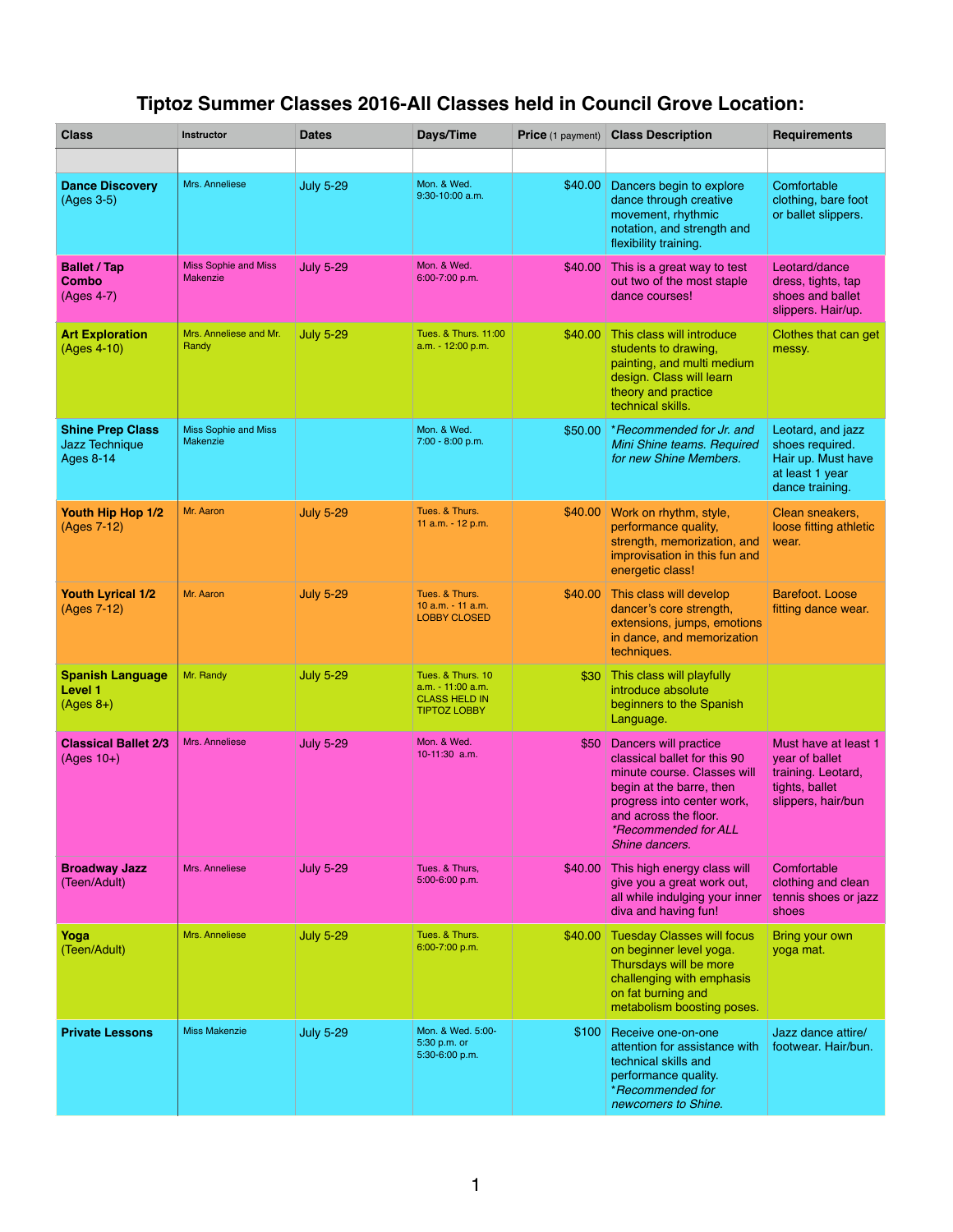# Tiptoz Summer Classes 2016-All Classes held in Council Grove Location:

| Class | Instructor | Dates | Days/Time | Price (1 payment) | Class Description | Requirements |
|---|---|---|---|---|---|---|
| | | | | | | |
| **Dance Discovery** (Ages 3-5) | Mrs. Anneliese | July 5-29 | Mon. & Wed. 9:30-10:00 a.m. | $40.00 | Dancers begin to explore dance through creative movement, rhythmic notation, and strength and flexibility training. | Comfortable clothing, bare foot or ballet slippers. |
| **Ballet / Tap Combo** (Ages 4-7) | Miss Sophie and Miss Makenzie | July 5-29 | Mon. & Wed. 6:00-7:00 p.m. | $40.00 | This is a great way to test out two of the most staple dance courses! | Leotard/dance dress, tights, tap shoes and ballet slippers. Hair/up. |
| **Art Exploration** (Ages 4-10) | Mrs. Anneliese and Mr. Randy | July 5-29 | Tues. & Thurs. 11:00 a.m. - 12:00 p.m. | $40.00 | This class will introduce students to drawing, painting, and multi medium design. Class will learn theory and practice technical skills. | Clothes that can get messy. |
| **Shine Prep Class** Jazz Technique Ages 8-14 | Miss Sophie and Miss Makenzie | | Mon. & Wed. 7:00 - 8:00 p.m. | $50.00 | **Recommended for Jr. and Mini Shine teams. Required for new Shine Members.* | Leotard, and jazz shoes required. Hair up. Must have at least 1 year dance training. |
| **Youth Hip Hop 1/2** (Ages 7-12) | Mr. Aaron | July 5-29 | Tues. & Thurs. 11 a.m. - 12 p.m. | $40.00 | Work on rhythm, style, performance quality, strength, memorization, and improvisation in this fun and energetic class! | Clean sneakers, loose fitting athletic wear. |
| **Youth Lyrical 1/2** (Ages 7-12) | Mr. Aaron | July 5-29 | Tues. & Thurs. 10 a.m. - 11 a.m. LOBBY CLOSED | $40.00 | This class will develop dancer's core strength, extensions, jumps, emotions in dance, and memorization techniques. | Barefoot. Loose fitting dance wear. |
| **Spanish Language Level 1** (Ages 8+) | Mr. Randy | July 5-29 | Tues. & Thurs. 10 a.m. - 11:00 a.m. CLASS HELD IN TIPTOZ LOBBY | $30 | This class will playfully introduce absolute beginners to the Spanish Language. | |
| **Classical Ballet 2/3** (Ages 10+) | Mrs. Anneliese | July 5-29 | Mon. & Wed. 10-11:30 a.m. | $50 | Dancers will practice classical ballet for this 90 minute course. Classes will begin at the barre, then progress into center work, and across the floor. **Recommended for ALL Shine dancers.* | Must have at least 1 year of ballet training. Leotard, tights, ballet slippers, hair/bun |
| **Broadway Jazz** (Teen/Adult) | Mrs. Anneliese | July 5-29 | Tues. & Thurs, 5:00-6:00 p.m. | $40.00 | This high energy class will give you a great work out, all while indulging your inner diva and having fun! | Comfortable clothing and clean tennis shoes or jazz shoes |
| **Yoga** (Teen/Adult) | Mrs. Anneliese | July 5-29 | Tues. & Thurs. 6:00-7:00 p.m. | $40.00 | Tuesday Classes will focus on beginner level yoga. Thursdays will be more challenging with emphasis on fat burning and metabolism boosting poses. | Bring your own yoga mat. |
| **Private Lessons** | Miss Makenzie | July 5-29 | Mon. & Wed. 5:00-5:30 p.m. or 5:30-6:00 p.m. | $100 | Receive one-on-one attention for assistance with technical skills and performance quality. **Recommended for newcomers to Shine.* | Jazz dance attire/ footwear. Hair/bun. |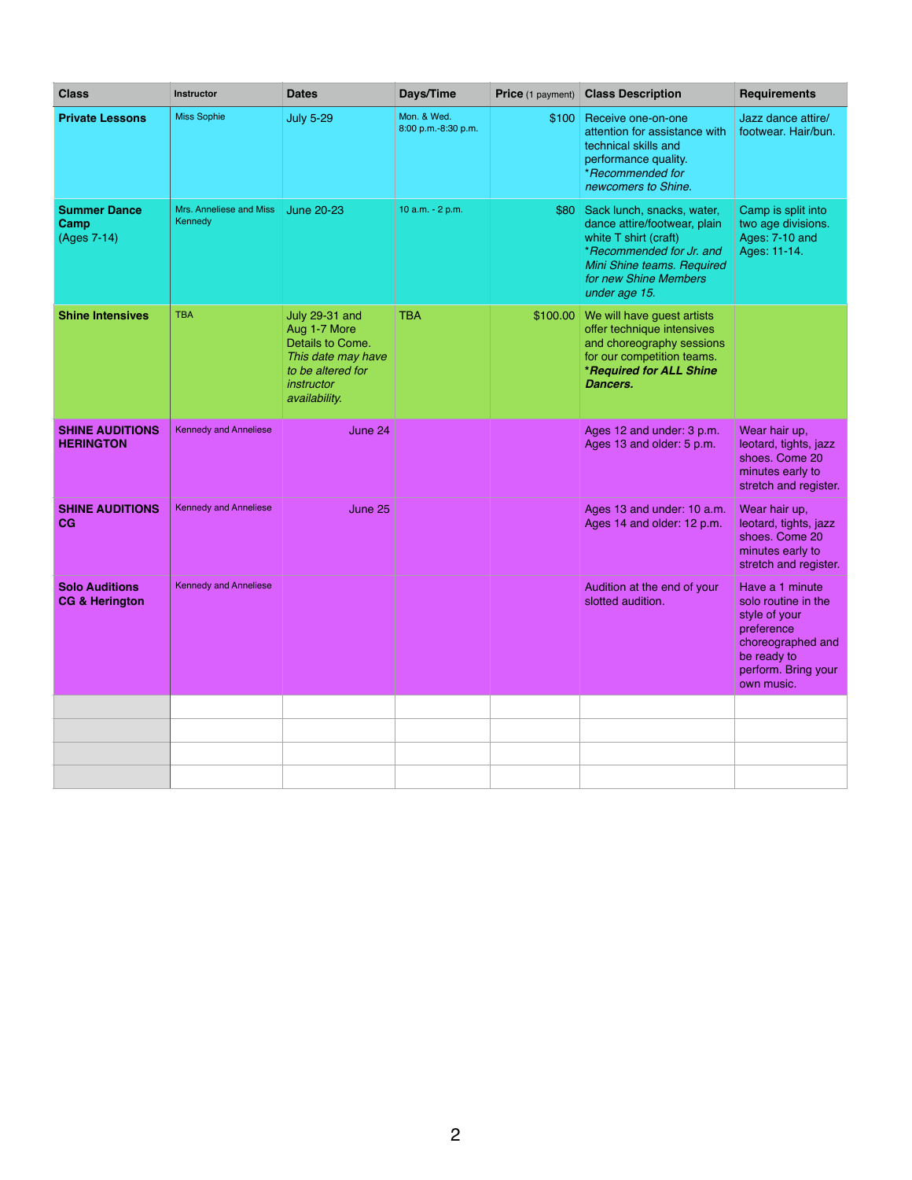| Class | Instructor | Dates | Days/Time | Price (1 payment) | Class Description | Requirements |
|---|---|---|---|---|---|---|
| **Private Lessons** | Miss Sophie | July 5-29 | Mon. & Wed. 8:00 p.m.-8:30 p.m. | $100 | Receive one-on-one attention for assistance with technical skills and performance quality. **Recommended for newcomers to Shine.* | Jazz dance attire/ footwear. Hair/bun. |
| **Summer Dance Camp** (Ages 7-14) | Mrs. Anneliese and Miss Kennedy | June 20-23 | 10 a.m. - 2 p.m. | $80 | Sack lunch, snacks, water, dance attire/footwear, plain white T shirt (craft) **Recommended for Jr. and Mini Shine teams. Required for new Shine Members under age 15.* | Camp is split into two age divisions. Ages: 7-10 and Ages: 11-14. |
| **Shine Intensives** | TBA | July 29-31 and Aug 1-7 More Details to Come. *This date may have to be altered for instructor availability.* | TBA | $100.00 | We will have guest artists offer technique intensives and choreography sessions for our competition teams. ***Required for ALL Shine Dancers.*** | |
| **SHINE AUDITIONS HERINGTON** | Kennedy and Anneliese | June 24 | | | Ages 12 and under: 3 p.m. Ages 13 and older: 5 p.m. | Wear hair up, leotard, tights, jazz shoes. Come 20 minutes early to stretch and register. |
| **SHINE AUDITIONS CG** | Kennedy and Anneliese | June 25 | | | Ages 13 and under: 10 a.m. Ages 14 and older: 12 p.m. | Wear hair up, leotard, tights, jazz shoes. Come 20 minutes early to stretch and register. |
| **Solo Auditions CG & Herington** | Kennedy and Anneliese | | | | Audition at the end of your slotted audition. | Have a 1 minute solo routine in the style of your preference choreographed and be ready to perform. Bring your own music. |
| | | | | | | |
| | | | | | | |
| | | | | | | |
| | | | | | | |